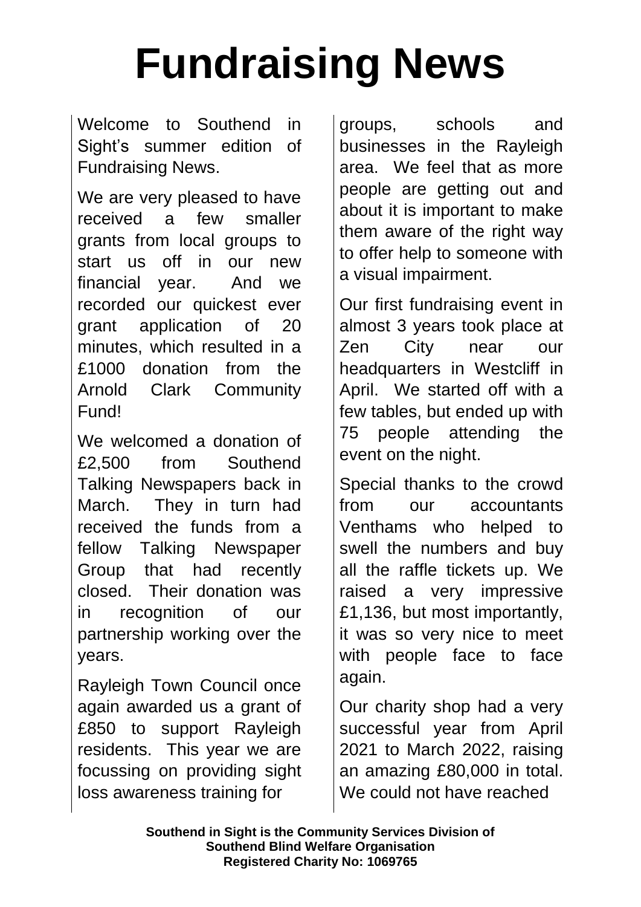# Fundraising News

Welcome to Southend in Sight's summer edition of Fundraising News.

We are very pleased to have received a few smaller grants from local groups to start us off in our new financial year. And we recorded our quickest ever grant application of 20 minutes, which resulted in a £1000 donation from the Arnold Clark Community Fund!

We welcomed a donation of £2,500 from Southend Talking Newspapers back in March. They in turn had received the funds from a fellow Talking Newspaper Group that had recently closed. Their donation was in recognition of our partnership working over the years.

Rayleigh Town Council once again awarded us a grant of £850 to support Rayleigh residents. This year we are focussing on providing sight loss awareness training for groups, schools and businesses in the Rayleigh area. We feel that as more people are getting out and about it is important to make them aware of the right way to offer help to someone with a visual impairment.

Our first fundraising event in almost 3 years took place at Zen City near our headquarters in Westcliff in April. We started off with a few tables, but ended up with 75 people attending the event on the night.

Special thanks to the crowd from our accountants Venthams who helped to swell the numbers and buy all the raffle tickets up. We raised a very impressive £1,136, but most importantly, it was so very nice to meet with people face to face again.

Our charity shop had a very successful year from April 2021 to March 2022, raising an amazing £80,000 in total. We could not have reached

**Southend in Sight is the Community Services Division of Southend Blind Welfare Organisation**
**Registered Charity No: 1069765**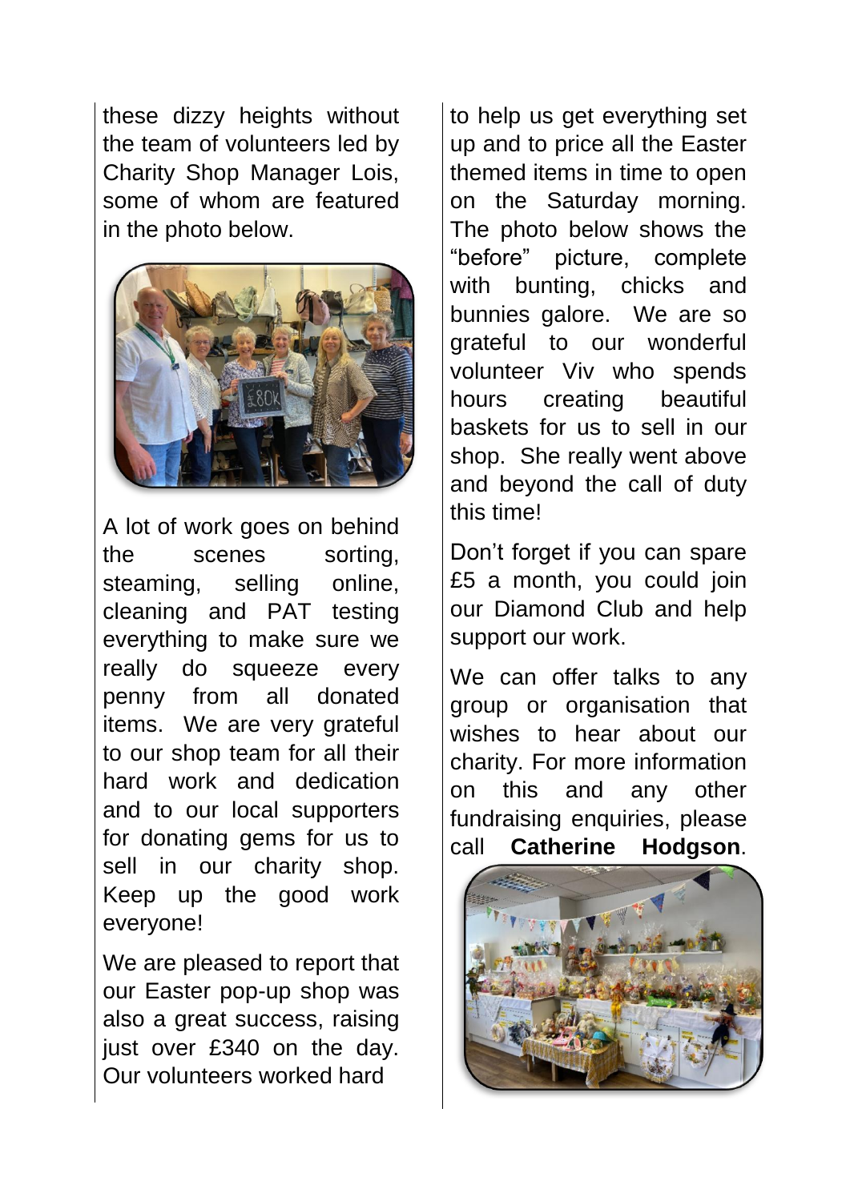these dizzy heights without the team of volunteers led by Charity Shop Manager Lois, some of whom are featured in the photo below.

A lot of work goes on behind the scenes sorting, steaming, selling online, cleaning and PAT testing everything to make sure we really do squeeze every penny from all donated items. We are very grateful to our shop team for all their hard work and dedication and to our local supporters for donating gems for us to sell in our charity shop. Keep up the good work everyone!

We are pleased to report that our Easter pop-up shop was also a great success, raising just over £340 on the day. Our volunteers worked hard to help us get everything set up and to price all the Easter themed items in time to open on the Saturday morning. The photo below shows the "before" picture, complete with bunting, chicks and bunnies galore. We are so grateful to our wonderful volunteer Viv who spends hours creating beautiful baskets for us to sell in our shop. She really went above and beyond the call of duty this time!

Don't forget if you can spare £5 a month, you could join our Diamond Club and help support our work.

We can offer talks to any group or organisation that wishes to hear about our charity. For more information on this and any other fundraising enquiries, please call **Catherine Hodgson**.